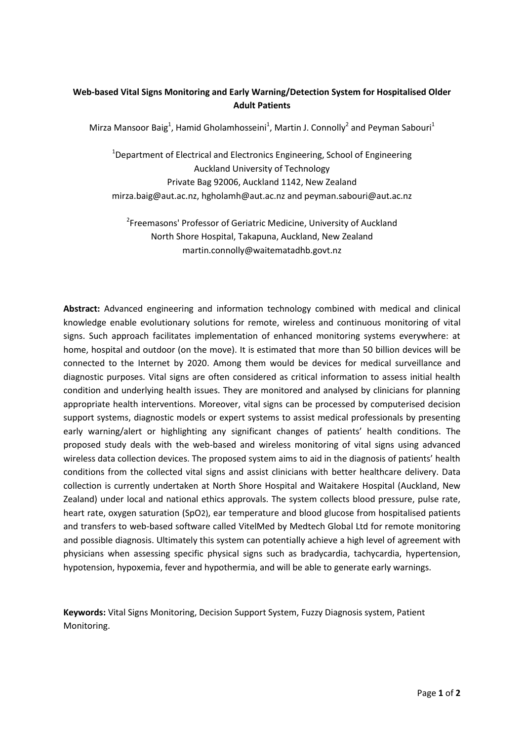# Web-based Vital Signs Monitoring and Early Warning/Detection System for Hospitalised Older Adult Patients

Mirza Mansoor Baig[1], Hamid Gholamhosseini[1], Martin J. Connolly[2] and Peyman Sabouri[1]

[1]Department of Electrical and Electronics Engineering, School of Engineering
Auckland University of Technology
Private Bag 92006, Auckland 1142, New Zealand
mirza.baig@aut.ac.nz, hgholamh@aut.ac.nz and peyman.sabouri@aut.ac.nz

[2]Freemasons' Professor of Geriatric Medicine, University of Auckland
North Shore Hospital, Takapuna, Auckland, New Zealand
martin.connolly@waitematadhb.govt.nz

**Abstract:** Advanced engineering and information technology combined with medical and clinical knowledge enable evolutionary solutions for remote, wireless and continuous monitoring of vital signs. Such approach facilitates implementation of enhanced monitoring systems everywhere: at home, hospital and outdoor (on the move). It is estimated that more than 50 billion devices will be connected to the Internet by 2020. Among them would be devices for medical surveillance and diagnostic purposes. Vital signs are often considered as critical information to assess initial health condition and underlying health issues. They are monitored and analysed by clinicians for planning appropriate health interventions. Moreover, vital signs can be processed by computerised decision support systems, diagnostic models or expert systems to assist medical professionals by presenting early warning/alert or highlighting any significant changes of patients' health conditions. The proposed study deals with the web-based and wireless monitoring of vital signs using advanced wireless data collection devices. The proposed system aims to aid in the diagnosis of patients' health conditions from the collected vital signs and assist clinicians with better healthcare delivery. Data collection is currently undertaken at North Shore Hospital and Waitakere Hospital (Auckland, New Zealand) under local and national ethics approvals. The system collects blood pressure, pulse rate, heart rate, oxygen saturation ($SpO_2$), ear temperature and blood glucose from hospitalised patients and transfers to web-based software called VitelMed by Medtech Global Ltd for remote monitoring and possible diagnosis. Ultimately this system can potentially achieve a high level of agreement with physicians when assessing specific physical signs such as bradycardia, tachycardia, hypertension, hypotension, hypoxemia, fever and hypothermia, and will be able to generate early warnings.

**Keywords:** Vital Signs Monitoring, Decision Support System, Fuzzy Diagnosis system, Patient Monitoring.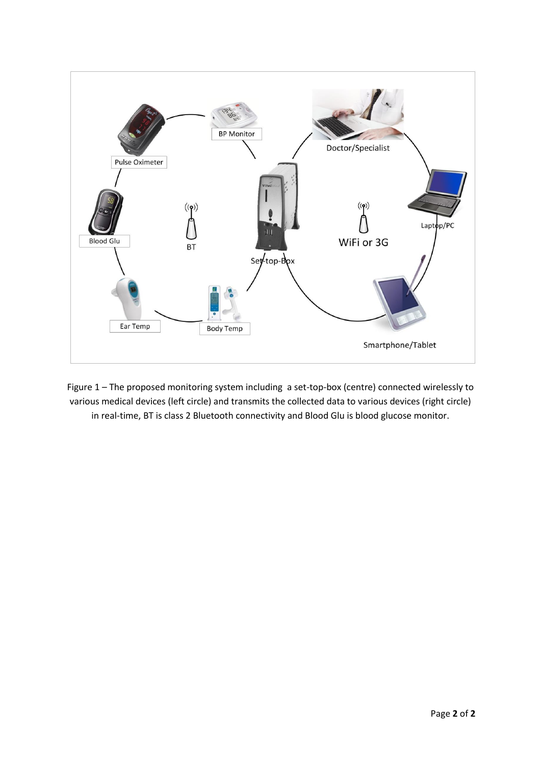Pulse Oximeter

BP Monitor

Doctor/Specialist

Blood Glu

BT

Set-top-Box

WiFi or 3G

Laptop/PC

Ear Temp

Body Temp

Smartphone/Tablet

Figure 1 – The proposed monitoring system including a set-top-box (centre) connected wirelessly to various medical devices (left circle) and transmits the collected data to various devices (right circle) in real-time, BT is class 2 Bluetooth connectivity and Blood Glu is blood glucose monitor.